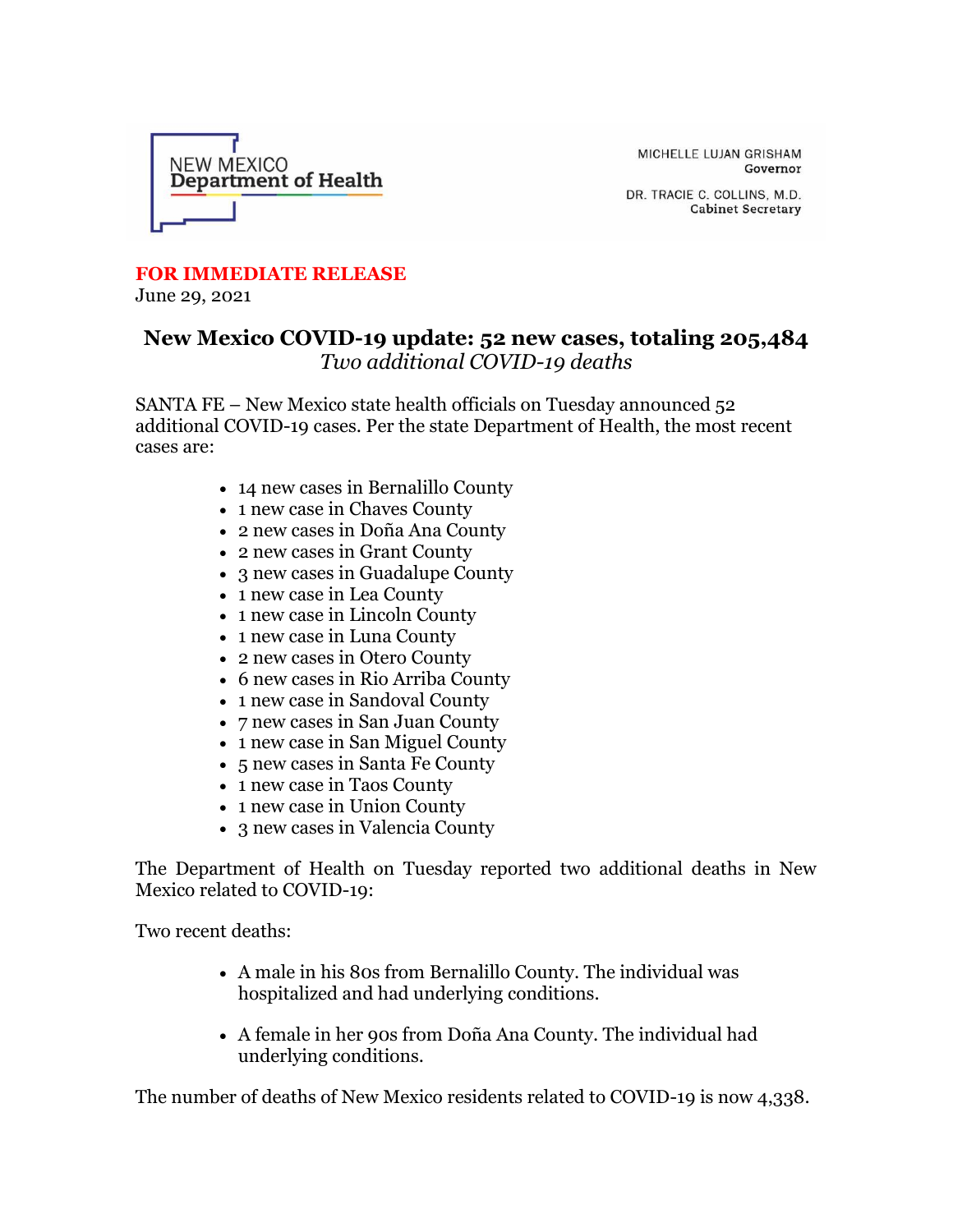NEW MEXICO
Department of Health

MICHELLE LUJAN GRISHAM
Governor

DR. TRACIE C. COLLINS, M.D.
Cabinet Secretary

**FOR IMMEDIATE RELEASE**
June 29, 2021

# New Mexico COVID-19 update: 52 new cases, totaling 205,484

*Two additional COVID-19 deaths*

SANTA FE – New Mexico state health officials on Tuesday announced 52 additional COVID-19 cases. Per the state Department of Health, the most recent cases are:

- 14 new cases in Bernalillo County
- 1 new case in Chaves County
- 2 new cases in Doña Ana County
- 2 new cases in Grant County
- 3 new cases in Guadalupe County
- 1 new case in Lea County
- 1 new case in Lincoln County
- 1 new case in Luna County
- 2 new cases in Otero County
- 6 new cases in Rio Arriba County
- 1 new case in Sandoval County
- 7 new cases in San Juan County
- 1 new case in San Miguel County
- 5 new cases in Santa Fe County
- 1 new case in Taos County
- 1 new case in Union County
- 3 new cases in Valencia County

The Department of Health on Tuesday reported two additional deaths in New Mexico related to COVID-19:

Two recent deaths:

- A male in his 80s from Bernalillo County. The individual was hospitalized and had underlying conditions.
- A female in her 90s from Doña Ana County. The individual had underlying conditions.

The number of deaths of New Mexico residents related to COVID-19 is now 4,338.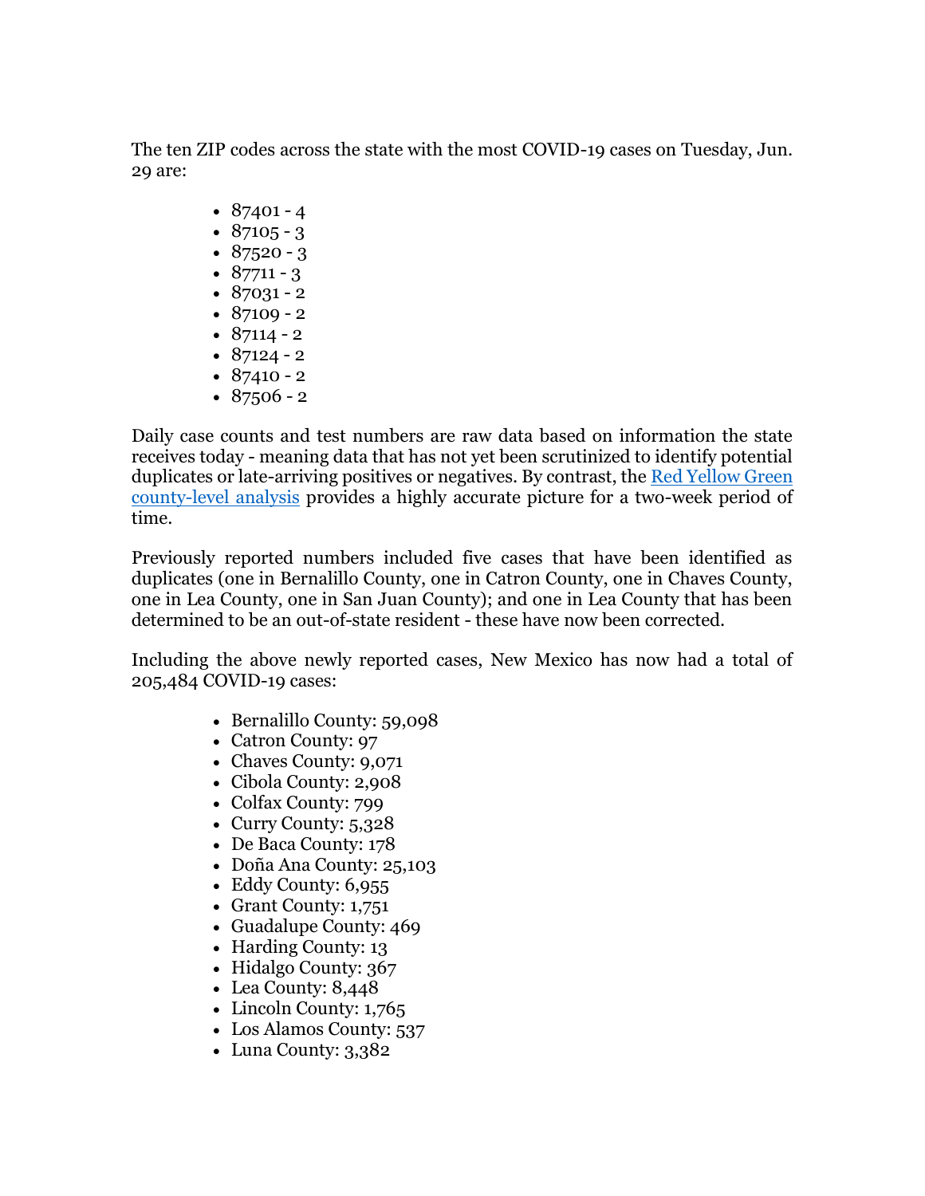The ten ZIP codes across the state with the most COVID-19 cases on Tuesday, Jun. 29 are:

- 87401 - 4
- 87105 - 3
- 87520 - 3
- 87711 - 3
- 87031 - 2
- 87109 - 2
- 87114 - 2
- 87124 - 2
- 87410 - 2
- 87506 - 2

Daily case counts and test numbers are raw data based on information the state receives today - meaning data that has not yet been scrutinized to identify potential duplicates or late-arriving positives or negatives. By contrast, the [Red Yellow Green county-level analysis] provides a highly accurate picture for a two-week period of time.

Previously reported numbers included five cases that have been identified as duplicates (one in Bernalillo County, one in Catron County, one in Chaves County, one in Lea County, one in San Juan County); and one in Lea County that has been determined to be an out-of-state resident - these have now been corrected.

Including the above newly reported cases, New Mexico has now had a total of 205,484 COVID-19 cases:

- Bernalillo County: 59,098
- Catron County: 97
- Chaves County: 9,071
- Cibola County: 2,908
- Colfax County: 799
- Curry County: 5,328
- De Baca County: 178
- Doña Ana County: 25,103
- Eddy County: 6,955
- Grant County: 1,751
- Guadalupe County: 469
- Harding County: 13
- Hidalgo County: 367
- Lea County: 8,448
- Lincoln County: 1,765
- Los Alamos County: 537
- Luna County: 3,382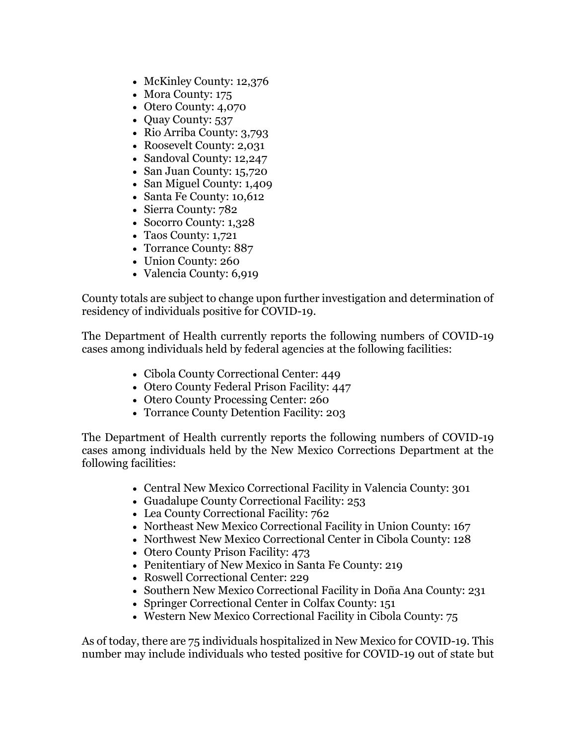- McKinley County: 12,376
- Mora County: 175
- Otero County: 4,070
- Quay County: 537
- Rio Arriba County: 3,793
- Roosevelt County: 2,031
- Sandoval County: 12,247
- San Juan County: 15,720
- San Miguel County: 1,409
- Santa Fe County: 10,612
- Sierra County: 782
- Socorro County: 1,328
- Taos County: 1,721
- Torrance County: 887
- Union County: 260
- Valencia County: 6,919

County totals are subject to change upon further investigation and determination of residency of individuals positive for COVID-19.

The Department of Health currently reports the following numbers of COVID-19 cases among individuals held by federal agencies at the following facilities:

- Cibola County Correctional Center: 449
- Otero County Federal Prison Facility: 447
- Otero County Processing Center: 260
- Torrance County Detention Facility: 203

The Department of Health currently reports the following numbers of COVID-19 cases among individuals held by the New Mexico Corrections Department at the following facilities:

- Central New Mexico Correctional Facility in Valencia County: 301
- Guadalupe County Correctional Facility: 253
- Lea County Correctional Facility: 762
- Northeast New Mexico Correctional Facility in Union County: 167
- Northwest New Mexico Correctional Center in Cibola County: 128
- Otero County Prison Facility: 473
- Penitentiary of New Mexico in Santa Fe County: 219
- Roswell Correctional Center: 229
- Southern New Mexico Correctional Facility in Doña Ana County: 231
- Springer Correctional Center in Colfax County: 151
- Western New Mexico Correctional Facility in Cibola County: 75

As of today, there are 75 individuals hospitalized in New Mexico for COVID-19. This number may include individuals who tested positive for COVID-19 out of state but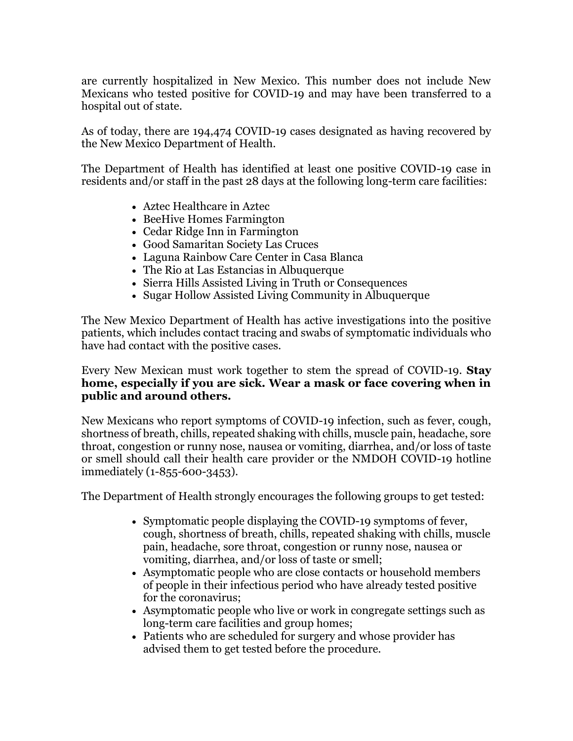are currently hospitalized in New Mexico. This number does not include New Mexicans who tested positive for COVID-19 and may have been transferred to a hospital out of state.

As of today, there are 194,474 COVID-19 cases designated as having recovered by the New Mexico Department of Health.

The Department of Health has identified at least one positive COVID-19 case in residents and/or staff in the past 28 days at the following long-term care facilities:

- Aztec Healthcare in Aztec
- BeeHive Homes Farmington
- Cedar Ridge Inn in Farmington
- Good Samaritan Society Las Cruces
- Laguna Rainbow Care Center in Casa Blanca
- The Rio at Las Estancias in Albuquerque
- Sierra Hills Assisted Living in Truth or Consequences
- Sugar Hollow Assisted Living Community in Albuquerque

The New Mexico Department of Health has active investigations into the positive patients, which includes contact tracing and swabs of symptomatic individuals who have had contact with the positive cases.

Every New Mexican must work together to stem the spread of COVID-19. **Stay home, especially if you are sick. Wear a mask or face covering when in public and around others.**

New Mexicans who report symptoms of COVID-19 infection, such as fever, cough, shortness of breath, chills, repeated shaking with chills, muscle pain, headache, sore throat, congestion or runny nose, nausea or vomiting, diarrhea, and/or loss of taste or smell should call their health care provider or the NMDOH COVID-19 hotline immediately (1-855-600-3453).

The Department of Health strongly encourages the following groups to get tested:

- Symptomatic people displaying the COVID-19 symptoms of fever, cough, shortness of breath, chills, repeated shaking with chills, muscle pain, headache, sore throat, congestion or runny nose, nausea or vomiting, diarrhea, and/or loss of taste or smell;
- Asymptomatic people who are close contacts or household members of people in their infectious period who have already tested positive for the coronavirus;
- Asymptomatic people who live or work in congregate settings such as long-term care facilities and group homes;
- Patients who are scheduled for surgery and whose provider has advised them to get tested before the procedure.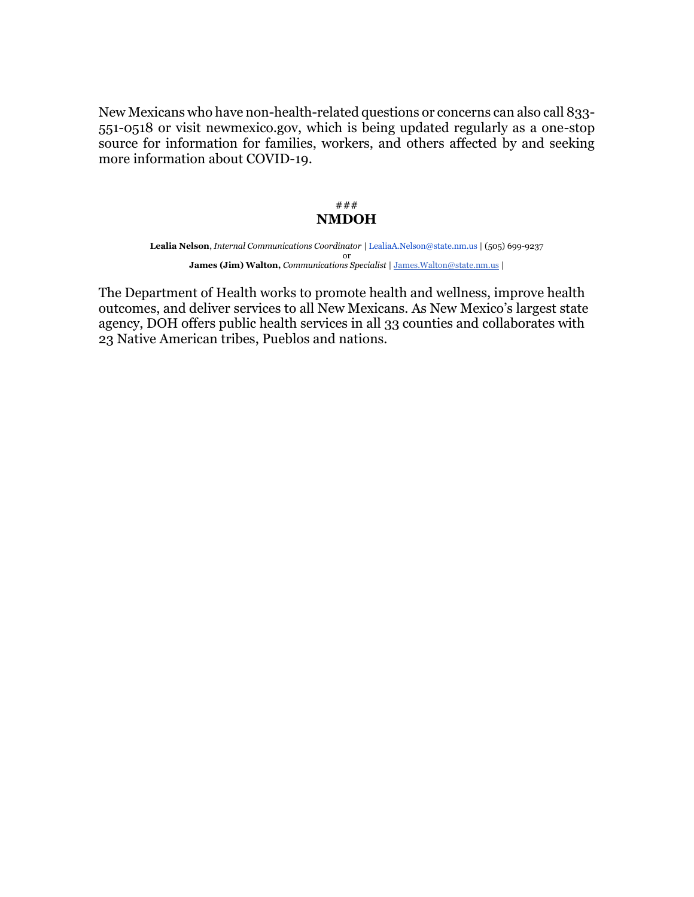New Mexicans who have non-health-related questions or concerns can also call 833-551-0518 or visit newmexico.gov, which is being updated regularly as a one-stop source for information for families, workers, and others affected by and seeking more information about COVID-19.

###

**NMDOH**

**Lealia Nelson**, *Internal Communications Coordinator* | LealiaA.Nelson@state.nm.us | (505) 699-9237
or
**James (Jim) Walton,** *Communications Specialist* | James.Walton@state.nm.us |

The Department of Health works to promote health and wellness, improve health outcomes, and deliver services to all New Mexicans. As New Mexico's largest state agency, DOH offers public health services in all 33 counties and collaborates with 23 Native American tribes, Pueblos and nations.